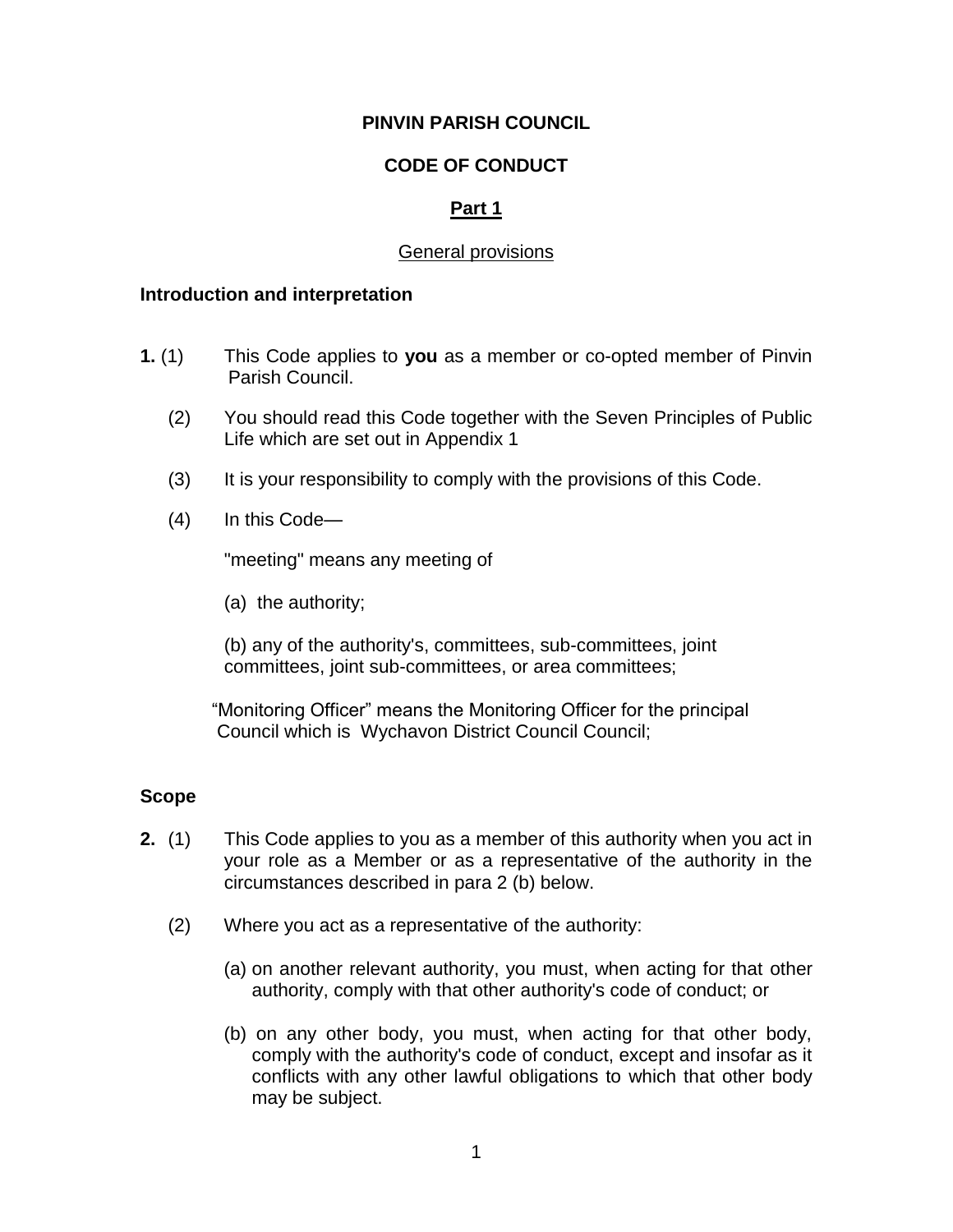# PINVIN PARISH COUNCIL

## CODE OF CONDUCT

## Part 1

### General provisions

**Introduction and interpretation**

**1.** (1) This Code applies to **you** as a member or co-opted member of Pinvin Parish Council.

(2) You should read this Code together with the Seven Principles of Public Life which are set out in Appendix 1

(3) It is your responsibility to comply with the provisions of this Code.

(4) In this Code—

"meeting" means any meeting of

(a) the authority;

(b) any of the authority's, committees, sub-committees, joint committees, joint sub-committees, or area committees;

"Monitoring Officer" means the Monitoring Officer for the principal Council which is Wychavon District Council Council;

**Scope**

**2.** (1) This Code applies to you as a member of this authority when you act in your role as a Member or as a representative of the authority in the circumstances described in para 2 (b) below.

(2) Where you act as a representative of the authority:

(a) on another relevant authority, you must, when acting for that other authority, comply with that other authority's code of conduct; or

(b) on any other body, you must, when acting for that other body, comply with the authority's code of conduct, except and insofar as it conflicts with any other lawful obligations to which that other body may be subject.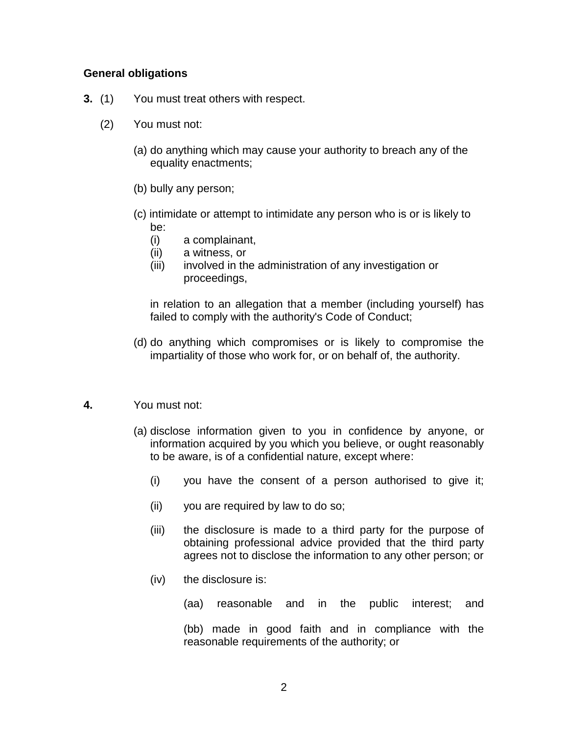**General obligations**

**3.** (1) You must treat others with respect.

(2) You must not:

(a) do anything which may cause your authority to breach any of the equality enactments;

(b) bully any person;

(c) intimidate or attempt to intimidate any person who is or is likely to be:
  - (i) a complainant,
  - (ii) a witness, or
  - (iii) involved in the administration of any investigation or proceedings,

in relation to an allegation that a member (including yourself) has failed to comply with the authority's Code of Conduct;

(d) do anything which compromises or is likely to compromise the impartiality of those who work for, or on behalf of, the authority.

**4.** You must not:

(a) disclose information given to you in confidence by anyone, or information acquired by you which you believe, or ought reasonably to be aware, is of a confidential nature, except where:

  - (i) you have the consent of a person authorised to give it;
  - (ii) you are required by law to do so;
  - (iii) the disclosure is made to a third party for the purpose of obtaining professional advice provided that the third party agrees not to disclose the information to any other person; or
  - (iv) the disclosure is:

    (aa) reasonable and in the public interest; and

    (bb) made in good faith and in compliance with the reasonable requirements of the authority; or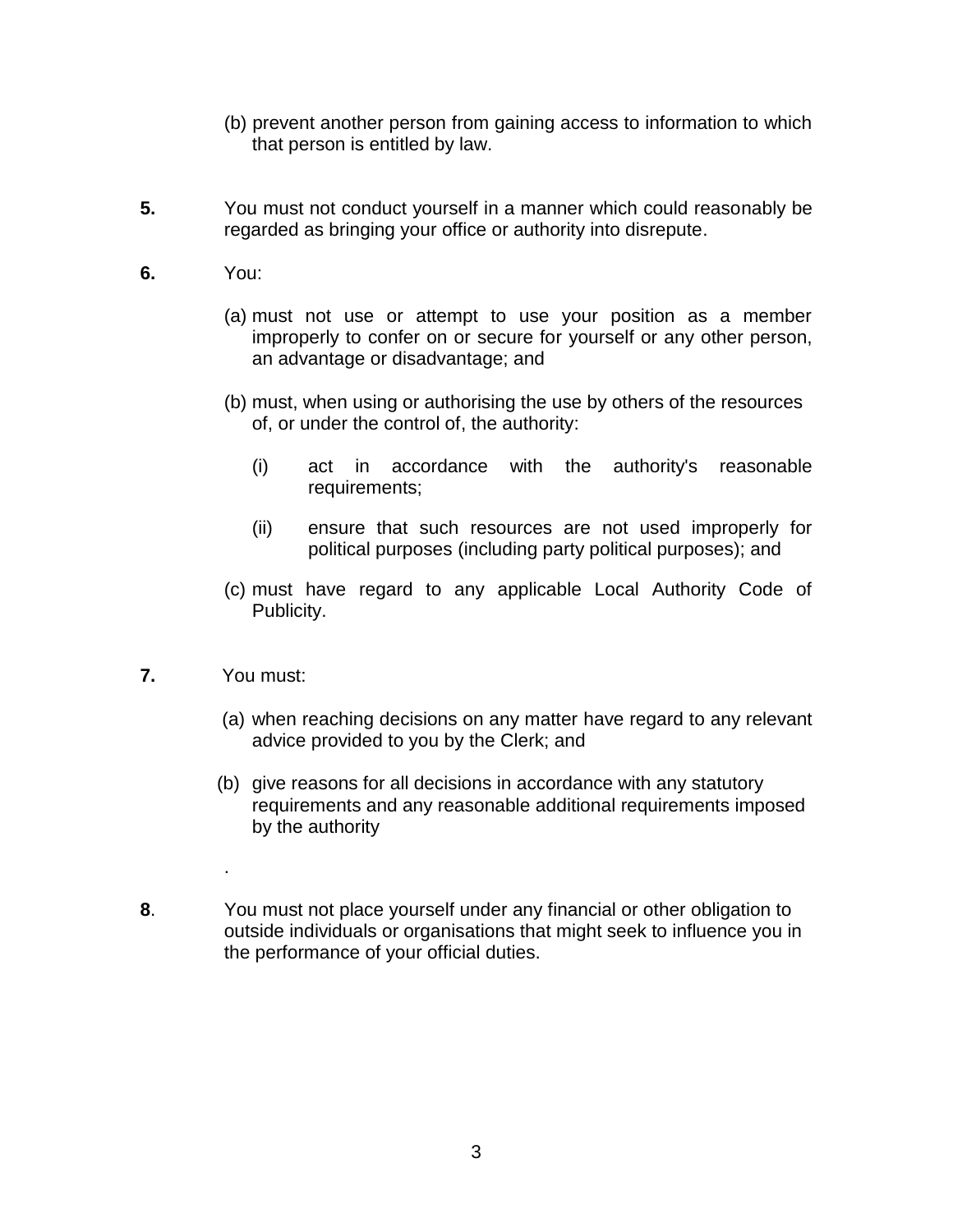(b) prevent another person from gaining access to information to which that person is entitled by law.

**5.** You must not conduct yourself in a manner which could reasonably be regarded as bringing your office or authority into disrepute.

**6.** You:

(a) must not use or attempt to use your position as a member improperly to confer on or secure for yourself or any other person, an advantage or disadvantage; and

(b) must, when using or authorising the use by others of the resources of, or under the control of, the authority:

(i) act in accordance with the authority's reasonable requirements;

(ii) ensure that such resources are not used improperly for political purposes (including party political purposes); and

(c) must have regard to any applicable Local Authority Code of Publicity.

**7.** You must:

(a) when reaching decisions on any matter have regard to any relevant advice provided to you by the Clerk; and

(b) give reasons for all decisions in accordance with any statutory requirements and any reasonable additional requirements imposed by the authority

.

**8**. You must not place yourself under any financial or other obligation to outside individuals or organisations that might seek to influence you in the performance of your official duties.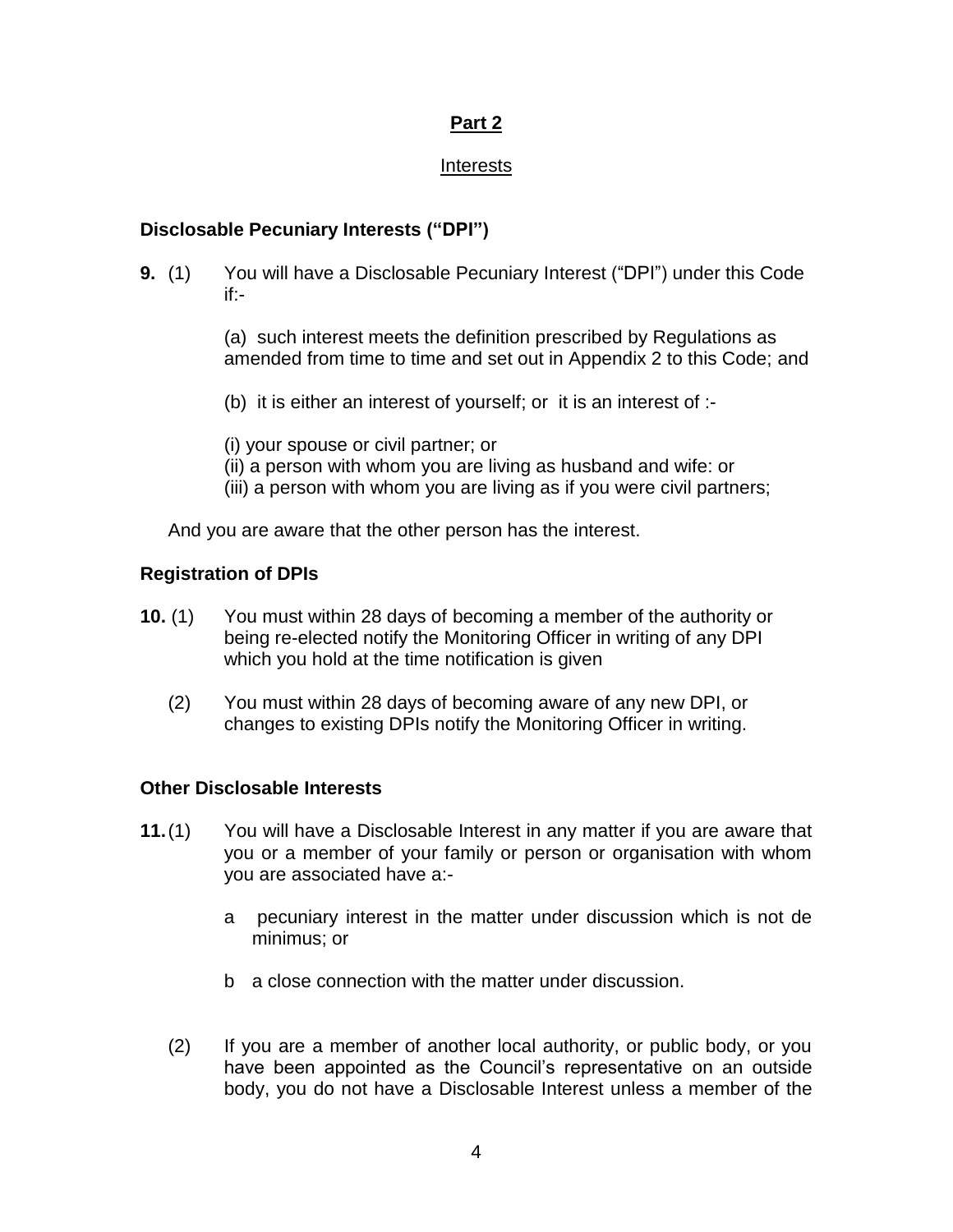## Part 2

### Interests

**Disclosable Pecuniary Interests ("DPI")**

**9.** (1) You will have a Disclosable Pecuniary Interest ("DPI") under this Code if:-

(a) such interest meets the definition prescribed by Regulations as amended from time to time and set out in Appendix 2 to this Code; and

(b) it is either an interest of yourself; or it is an interest of :-

(i) your spouse or civil partner; or
(ii) a person with whom you are living as husband and wife: or
(iii) a person with whom you are living as if you were civil partners;

And you are aware that the other person has the interest.

**Registration of DPIs**

**10.** (1) You must within 28 days of becoming a member of the authority or being re-elected notify the Monitoring Officer in writing of any DPI which you hold at the time notification is given

(2) You must within 28 days of becoming aware of any new DPI, or changes to existing DPIs notify the Monitoring Officer in writing.

**Other Disclosable Interests**

**11.** (1) You will have a Disclosable Interest in any matter if you are aware that you or a member of your family or person or organisation with whom you are associated have a:-

a pecuniary interest in the matter under discussion which is not de minimus; or

b a close connection with the matter under discussion.

(2) If you are a member of another local authority, or public body, or you have been appointed as the Council's representative on an outside body, you do not have a Disclosable Interest unless a member of the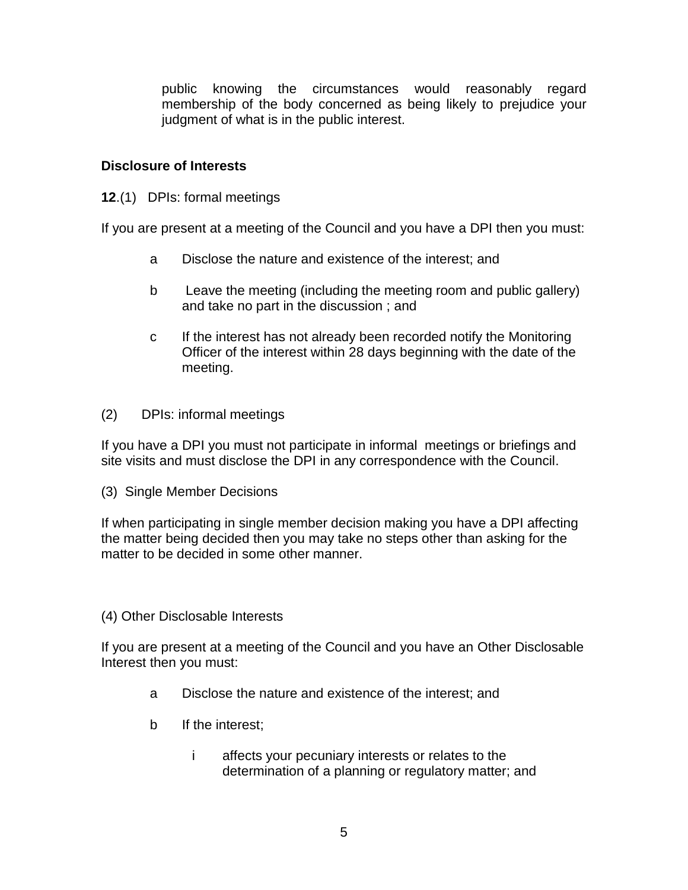public knowing the circumstances would reasonably regard membership of the body concerned as being likely to prejudice your judgment of what is in the public interest.

**Disclosure of Interests**

**12**.(1) DPIs: formal meetings

If you are present at a meeting of the Council and you have a DPI then you must:

- a Disclose the nature and existence of the interest; and
- b Leave the meeting (including the meeting room and public gallery) and take no part in the discussion ; and
- c If the interest has not already been recorded notify the Monitoring Officer of the interest within 28 days beginning with the date of the meeting.

(2) DPIs: informal meetings

If you have a DPI you must not participate in informal meetings or briefings and site visits and must disclose the DPI in any correspondence with the Council.

(3) Single Member Decisions

If when participating in single member decision making you have a DPI affecting the matter being decided then you may take no steps other than asking for the matter to be decided in some other manner.

(4) Other Disclosable Interests

If you are present at a meeting of the Council and you have an Other Disclosable Interest then you must:

- a Disclose the nature and existence of the interest; and
- b If the interest;
  - i affects your pecuniary interests or relates to the determination of a planning or regulatory matter; and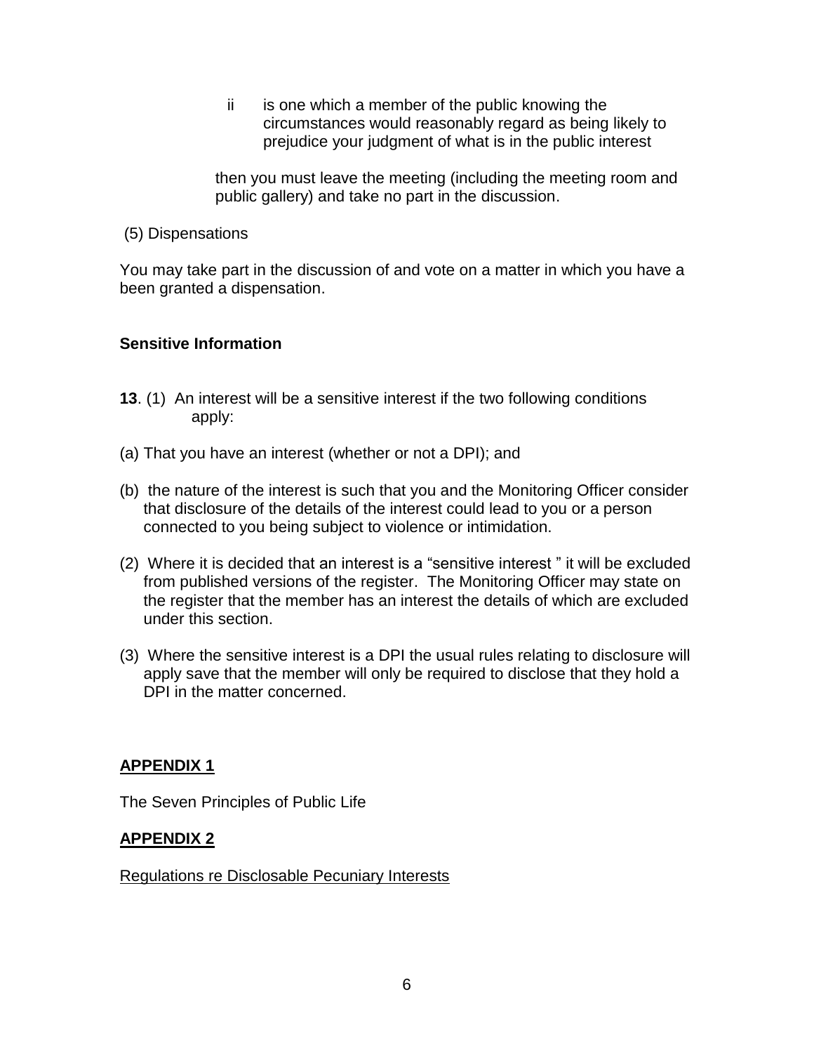ii is one which a member of the public knowing the circumstances would reasonably regard as being likely to prejudice your judgment of what is in the public interest

then you must leave the meeting (including the meeting room and public gallery) and take no part in the discussion.

(5) Dispensations

You may take part in the discussion of and vote on a matter in which you have a been granted a dispensation.

**Sensitive Information**

**13**. (1) An interest will be a sensitive interest if the two following conditions apply:

(a) That you have an interest (whether or not a DPI); and

(b) the nature of the interest is such that you and the Monitoring Officer consider that disclosure of the details of the interest could lead to you or a person connected to you being subject to violence or intimidation.

(2) Where it is decided that an interest is a "sensitive interest " it will be excluded from published versions of the register. The Monitoring Officer may state on the register that the member has an interest the details of which are excluded under this section.

(3) Where the sensitive interest is a DPI the usual rules relating to disclosure will apply save that the member will only be required to disclose that they hold a DPI in the matter concerned.

**APPENDIX 1**

The Seven Principles of Public Life

**APPENDIX 2**

Regulations re Disclosable Pecuniary Interests